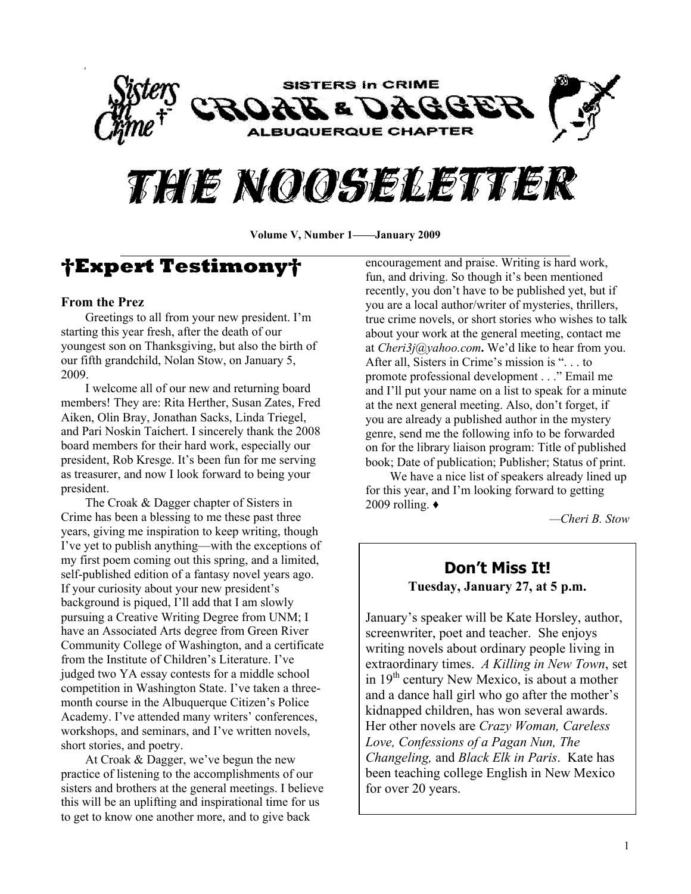# SISTERS in CRIME CROAK & DAGGER ALBUQUERQUE CHAPTER

# THE NOOSELETTER

**Volume V, Number 1——January 2009**

## †Expert Testimony†

### From the Prez

Greetings to all from your new president. I'm starting this year fresh, after the death of our youngest son on Thanksgiving, but also the birth of our fifth grandchild, Nolan Stow, on January 5, 2009.

I welcome all of our new and returning board members! They are: Rita Herther, Susan Zates, Fred Aiken, Olin Bray, Jonathan Sacks, Linda Triegel, and Pari Noskin Taichert. I sincerely thank the 2008 board members for their hard work, especially our president, Rob Kresge. It's been fun for me serving as treasurer, and now I look forward to being your president.

The Croak & Dagger chapter of Sisters in Crime has been a blessing to me these past three years, giving me inspiration to keep writing, though I've yet to publish anything—with the exceptions of my first poem coming out this spring, and a limited, self-published edition of a fantasy novel years ago. If your curiosity about your new president's background is piqued, I'll add that I am slowly pursuing a Creative Writing Degree from UNM; I have an Associated Arts degree from Green River Community College of Washington, and a certificate from the Institute of Children's Literature. I've judged two YA essay contests for a middle school competition in Washington State. I've taken a three-month course in the Albuquerque Citizen's Police Academy. I've attended many writers' conferences, workshops, and seminars, and I've written novels, short stories, and poetry.

At Croak & Dagger, we've begun the new practice of listening to the accomplishments of our sisters and brothers at the general meetings. I believe this will be an uplifting and inspirational time for us to get to know one another more, and to give back encouragement and praise. Writing is hard work, fun, and driving. So though it's been mentioned recently, you don't have to be published yet, but if you are a local author/writer of mysteries, thrillers, true crime novels, or short stories who wishes to talk about your work at the general meeting, contact me at *Cheri3j@yahoo.com***.** We'd like to hear from you. After all, Sisters in Crime's mission is ". . . to promote professional development . . ." Email me and I'll put your name on a list to speak for a minute at the next general meeting. Also, don't forget, if you are already a published author in the mystery genre, send me the following info to be forwarded on for the library liaison program: Title of published book; Date of publication; Publisher; Status of print.

We have a nice list of speakers already lined up for this year, and I'm looking forward to getting 2009 rolling. ♦

*—Cheri B. Stow*

### Don't Miss It!

**Tuesday, January 27, at 5 p.m.**

January's speaker will be Kate Horsley, author, screenwriter, poet and teacher. She enjoys writing novels about ordinary people living in extraordinary times. *A Killing in New Town*, set in 19th century New Mexico, is about a mother and a dance hall girl who go after the mother's kidnapped children, has won several awards. Her other novels are *Crazy Woman, Careless Love, Confessions of a Pagan Nun, The Changeling,* and *Black Elk in Paris*. Kate has been teaching college English in New Mexico for over 20 years.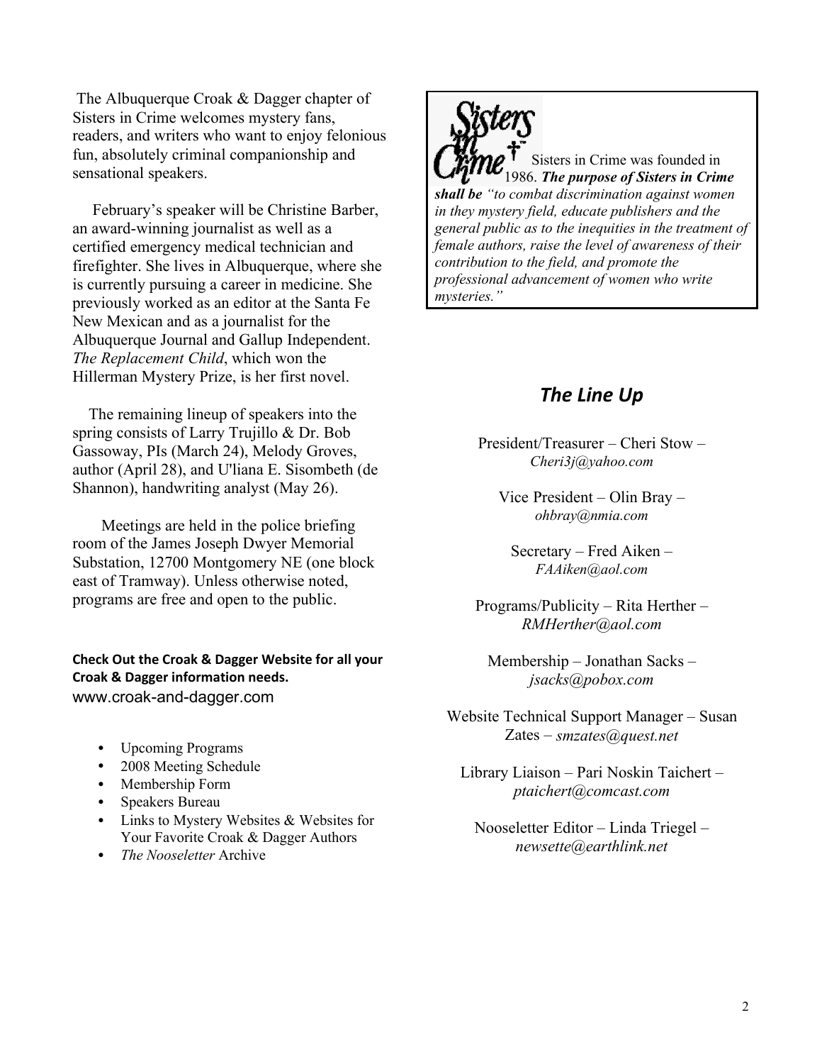The Albuquerque Croak & Dagger chapter of Sisters in Crime welcomes mystery fans, readers, and writers who want to enjoy felonious fun, absolutely criminal companionship and sensational speakers.

February's speaker will be Christine Barber, an award-winning journalist as well as a certified emergency medical technician and firefighter. She lives in Albuquerque, where she is currently pursuing a career in medicine. She previously worked as an editor at the Santa Fe New Mexican and as a journalist for the Albuquerque Journal and Gallup Independent. *The Replacement Child*, which won the Hillerman Mystery Prize, is her first novel.

The remaining lineup of speakers into the spring consists of Larry Trujillo & Dr. Bob Gassoway, PIs (March 24), Melody Groves, author (April 28), and U'liana E. Sisombeth (de Shannon), handwriting analyst (May 26).

Meetings are held in the police briefing room of the James Joseph Dwyer Memorial Substation, 12700 Montgomery NE (one block east of Tramway). Unless otherwise noted, programs are free and open to the public.

**Check Out the Croak & Dagger Website for all your Croak & Dagger information needs.**
www.croak-and-dagger.com

- Upcoming Programs
- 2008 Meeting Schedule
- Membership Form
- Speakers Bureau
- Links to Mystery Websites & Websites for Your Favorite Croak & Dagger Authors
- *The Nooseletter* Archive

Sisters in Crime™

Sisters in Crime was founded in 1986. ***The purpose of Sisters in Crime shall be*** *"to combat discrimination against women in they mystery field, educate publishers and the general public as to the inequities in the treatment of female authors, raise the level of awareness of their contribution to the field, and promote the professional advancement of women who write mysteries."*

## *The Line Up*

President/Treasurer – Cheri Stow – *Cheri3j@yahoo.com*

Vice President – Olin Bray – *ohbray@nmia.com*

Secretary – Fred Aiken – *FAAiken@aol.com*

Programs/Publicity – Rita Herther – *RMHerther@aol.com*

Membership – Jonathan Sacks – *jsacks@pobox.com*

Website Technical Support Manager – Susan Zates – *smzates@quest.net*

Library Liaison – Pari Noskin Taichert – *ptaichert@comcast.com*

Nooseletter Editor – Linda Triegel – *newsette@earthlink.net*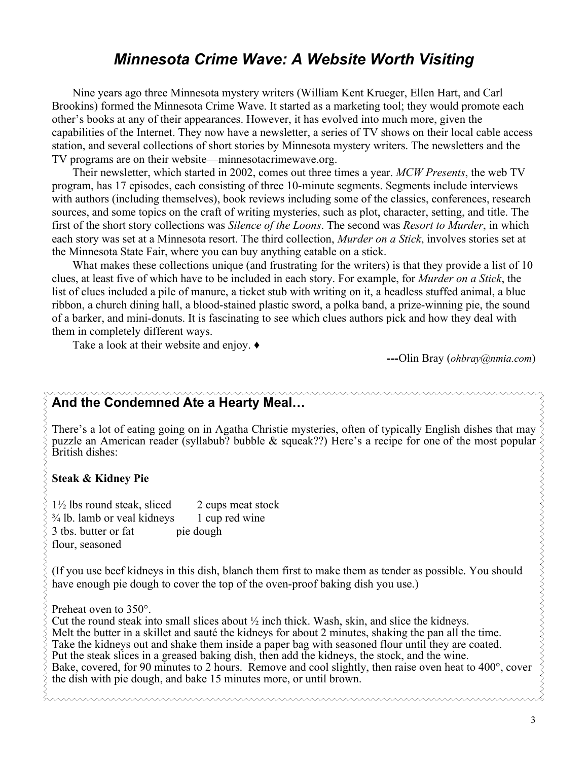## *Minnesota Crime Wave: A Website Worth Visiting*

Nine years ago three Minnesota mystery writers (William Kent Krueger, Ellen Hart, and Carl Brookins) formed the Minnesota Crime Wave. It started as a marketing tool; they would promote each other's books at any of their appearances. However, it has evolved into much more, given the capabilities of the Internet. They now have a newsletter, a series of TV shows on their local cable access station, and several collections of short stories by Minnesota mystery writers. The newsletters and the TV programs are on their website—minnesotacrimewave.org.

Their newsletter, which started in 2002, comes out three times a year. *MCW Presents*, the web TV program, has 17 episodes, each consisting of three 10-minute segments. Segments include interviews with authors (including themselves), book reviews including some of the classics, conferences, research sources, and some topics on the craft of writing mysteries, such as plot, character, setting, and title. The first of the short story collections was *Silence of the Loons*. The second was *Resort to Murder*, in which each story was set at a Minnesota resort. The third collection, *Murder on a Stick*, involves stories set at the Minnesota State Fair, where you can buy anything eatable on a stick.

What makes these collections unique (and frustrating for the writers) is that they provide a list of 10 clues, at least five of which have to be included in each story. For example, for *Murder on a Stick*, the list of clues included a pile of manure, a ticket stub with writing on it, a headless stuffed animal, a blue ribbon, a church dining hall, a blood-stained plastic sword, a polka band, a prize-winning pie, the sound of a barker, and mini-donuts. It is fascinating to see which clues authors pick and how they deal with them in completely different ways.

Take a look at their website and enjoy. ♦

**---**Olin Bray (*ohbray@nmia.com*)

### And the Condemned Ate a Hearty Meal…

There's a lot of eating going on in Agatha Christie mysteries, often of typically English dishes that may puzzle an American reader (syllabub? bubble & squeak??) Here's a recipe for one of the most popular British dishes:

**Steak & Kidney Pie**

- 1½ lbs round steak, sliced
- ¾ lb. lamb or veal kidneys
- 3 tbs. butter or fat
- flour, seasoned
- 2 cups meat stock
- 1 cup red wine
- pie dough

(If you use beef kidneys in this dish, blanch them first to make them as tender as possible. You should have enough pie dough to cover the top of the oven-proof baking dish you use.)

Preheat oven to 350°.
Cut the round steak into small slices about ½ inch thick. Wash, skin, and slice the kidneys.
Melt the butter in a skillet and sauté the kidneys for about 2 minutes, shaking the pan all the time.
Take the kidneys out and shake them inside a paper bag with seasoned flour until they are coated.
Put the steak slices in a greased baking dish, then add the kidneys, the stock, and the wine.
Bake, covered, for 90 minutes to 2 hours. Remove and cool slightly, then raise oven heat to 400°, cover the dish with pie dough, and bake 15 minutes more, or until brown.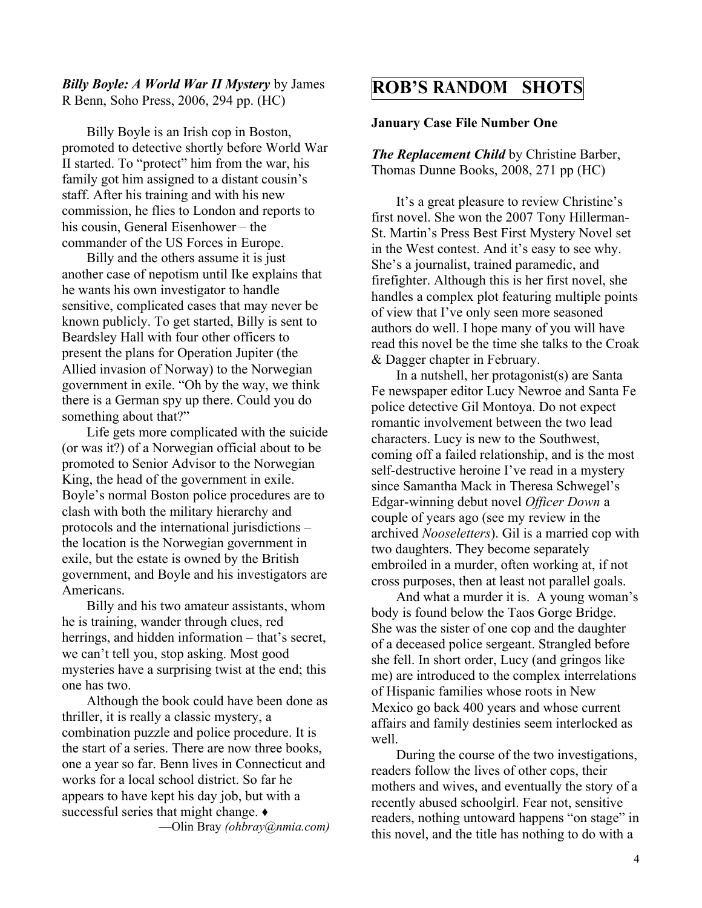***Billy Boyle: A World War II Mystery*** by James R Benn, Soho Press, 2006, 294 pp. (HC)

Billy Boyle is an Irish cop in Boston, promoted to detective shortly before World War II started. To "protect" him from the war, his family got him assigned to a distant cousin's staff. After his training and with his new commission, he flies to London and reports to his cousin, General Eisenhower – the commander of the US Forces in Europe.

Billy and the others assume it is just another case of nepotism until Ike explains that he wants his own investigator to handle sensitive, complicated cases that may never be known publicly. To get started, Billy is sent to Beardsley Hall with four other officers to present the plans for Operation Jupiter (the Allied invasion of Norway) to the Norwegian government in exile. "Oh by the way, we think there is a German spy up there. Could you do something about that?"

Life gets more complicated with the suicide (or was it?) of a Norwegian official about to be promoted to Senior Advisor to the Norwegian King, the head of the government in exile. Boyle's normal Boston police procedures are to clash with both the military hierarchy and protocols and the international jurisdictions – the location is the Norwegian government in exile, but the estate is owned by the British government, and Boyle and his investigators are Americans.

Billy and his two amateur assistants, whom he is training, wander through clues, red herrings, and hidden information – that's secret, we can't tell you, stop asking. Most good mysteries have a surprising twist at the end; this one has two.

Although the book could have been done as thriller, it is really a classic mystery, a combination puzzle and police procedure. It is the start of a series. There are now three books, one a year so far. Benn lives in Connecticut and works for a local school district. So far he appears to have kept his day job, but with a successful series that might change. ♦

—Olin Bray *(ohbray@nmia.com)*

# ROB'S RANDOM SHOTS

**January Case File Number One**

***The Replacement Child*** by Christine Barber, Thomas Dunne Books, 2008, 271 pp (HC)

It's a great pleasure to review Christine's first novel. She won the 2007 Tony Hillerman-St. Martin's Press Best First Mystery Novel set in the West contest. And it's easy to see why. She's a journalist, trained paramedic, and firefighter. Although this is her first novel, she handles a complex plot featuring multiple points of view that I've only seen more seasoned authors do well. I hope many of you will have read this novel be the time she talks to the Croak & Dagger chapter in February.

In a nutshell, her protagonist(s) are Santa Fe newspaper editor Lucy Newroe and Santa Fe police detective Gil Montoya. Do not expect romantic involvement between the two lead characters. Lucy is new to the Southwest, coming off a failed relationship, and is the most self-destructive heroine I've read in a mystery since Samantha Mack in Theresa Schwegel's Edgar-winning debut novel *Officer Down* a couple of years ago (see my review in the archived *Nooseletters*). Gil is a married cop with two daughters. They become separately embroiled in a murder, often working at, if not cross purposes, then at least not parallel goals.

And what a murder it is. A young woman's body is found below the Taos Gorge Bridge. She was the sister of one cop and the daughter of a deceased police sergeant. Strangled before she fell. In short order, Lucy (and gringos like me) are introduced to the complex interrelations of Hispanic families whose roots in New Mexico go back 400 years and whose current affairs and family destinies seem interlocked as well.

During the course of the two investigations, readers follow the lives of other cops, their mothers and wives, and eventually the story of a recently abused schoolgirl. Fear not, sensitive readers, nothing untoward happens "on stage" in this novel, and the title has nothing to do with a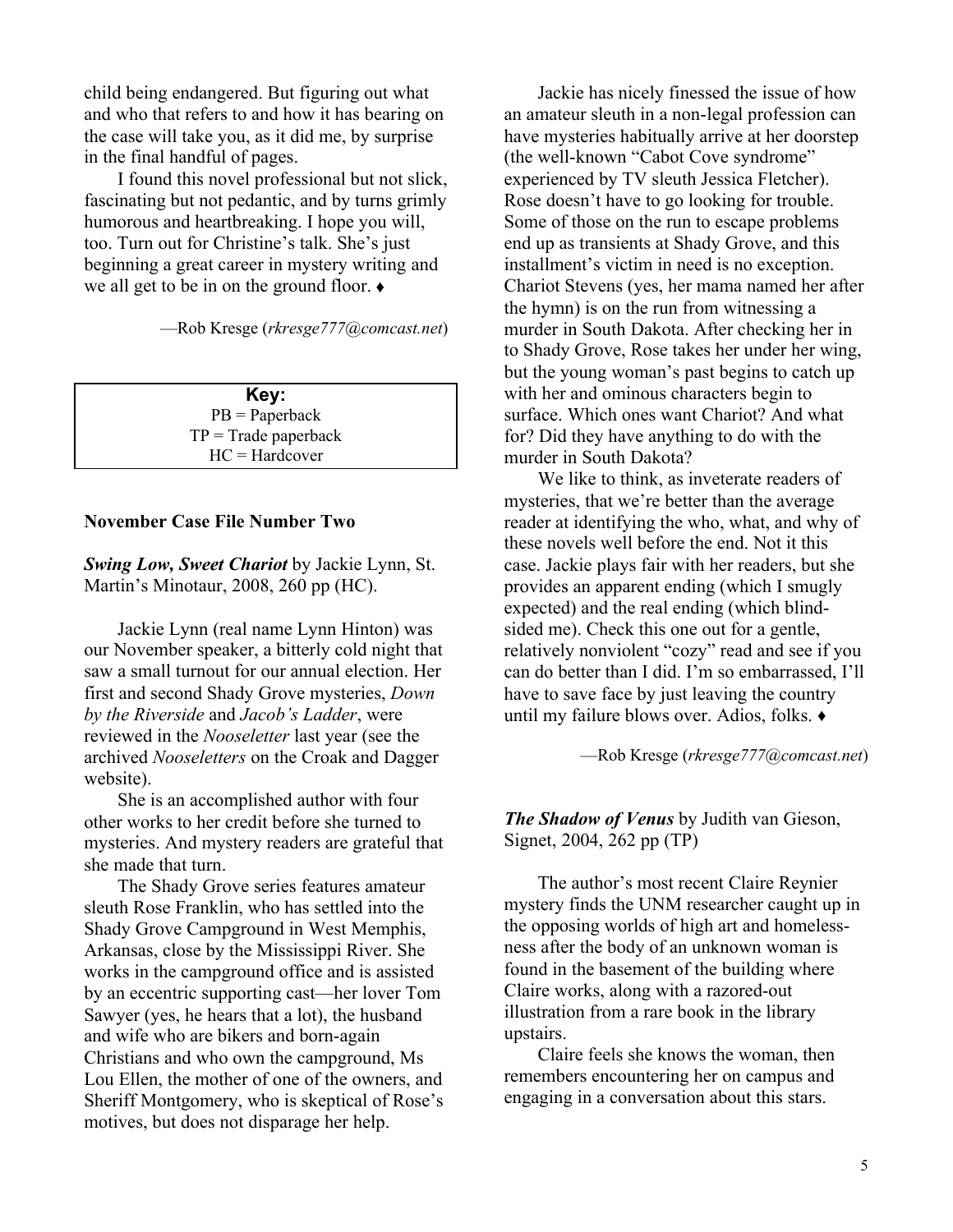child being endangered. But figuring out what and who that refers to and how it has bearing on the case will take you, as it did me, by surprise in the final handful of pages.

I found this novel professional but not slick, fascinating but not pedantic, and by turns grimly humorous and heartbreaking. I hope you will, too. Turn out for Christine's talk. She's just beginning a great career in mystery writing and we all get to be in on the ground floor. ♦

—Rob Kresge (*rkresge777@comcast.net*)

| **Key:** |
|---|
| PB = Paperback |
| TP = Trade paperback |
| HC = Hardcover |

**November Case File Number Two**

***Swing Low, Sweet Chariot*** by Jackie Lynn, St. Martin's Minotaur, 2008, 260 pp (HC).

Jackie Lynn (real name Lynn Hinton) was our November speaker, a bitterly cold night that saw a small turnout for our annual election. Her first and second Shady Grove mysteries, *Down by the Riverside* and *Jacob's Ladder*, were reviewed in the *Nooseletter* last year (see the archived *Nooseletters* on the Croak and Dagger website).

She is an accomplished author with four other works to her credit before she turned to mysteries. And mystery readers are grateful that she made that turn.

The Shady Grove series features amateur sleuth Rose Franklin, who has settled into the Shady Grove Campground in West Memphis, Arkansas, close by the Mississippi River. She works in the campground office and is assisted by an eccentric supporting cast—her lover Tom Sawyer (yes, he hears that a lot), the husband and wife who are bikers and born-again Christians and who own the campground, Ms Lou Ellen, the mother of one of the owners, and Sheriff Montgomery, who is skeptical of Rose's motives, but does not disparage her help.

Jackie has nicely finessed the issue of how an amateur sleuth in a non-legal profession can have mysteries habitually arrive at her doorstep (the well-known "Cabot Cove syndrome" experienced by TV sleuth Jessica Fletcher). Rose doesn't have to go looking for trouble. Some of those on the run to escape problems end up as transients at Shady Grove, and this installment's victim in need is no exception. Chariot Stevens (yes, her mama named her after the hymn) is on the run from witnessing a murder in South Dakota. After checking her in to Shady Grove, Rose takes her under her wing, but the young woman's past begins to catch up with her and ominous characters begin to surface. Which ones want Chariot? And what for? Did they have anything to do with the murder in South Dakota?

We like to think, as inveterate readers of mysteries, that we're better than the average reader at identifying the who, what, and why of these novels well before the end. Not it this case. Jackie plays fair with her readers, but she provides an apparent ending (which I smugly expected) and the real ending (which blind-sided me). Check this one out for a gentle, relatively nonviolent "cozy" read and see if you can do better than I did. I'm so embarrassed, I'll have to save face by just leaving the country until my failure blows over. Adios, folks. ♦

—Rob Kresge (*rkresge777@comcast.net*)

***The Shadow of Venus*** by Judith van Gieson, Signet, 2004, 262 pp (TP)

The author's most recent Claire Reynier mystery finds the UNM researcher caught up in the opposing worlds of high art and homeless-ness after the body of an unknown woman is found in the basement of the building where Claire works, along with a razored-out illustration from a rare book in the library upstairs.

Claire feels she knows the woman, then remembers encountering her on campus and engaging in a conversation about this stars.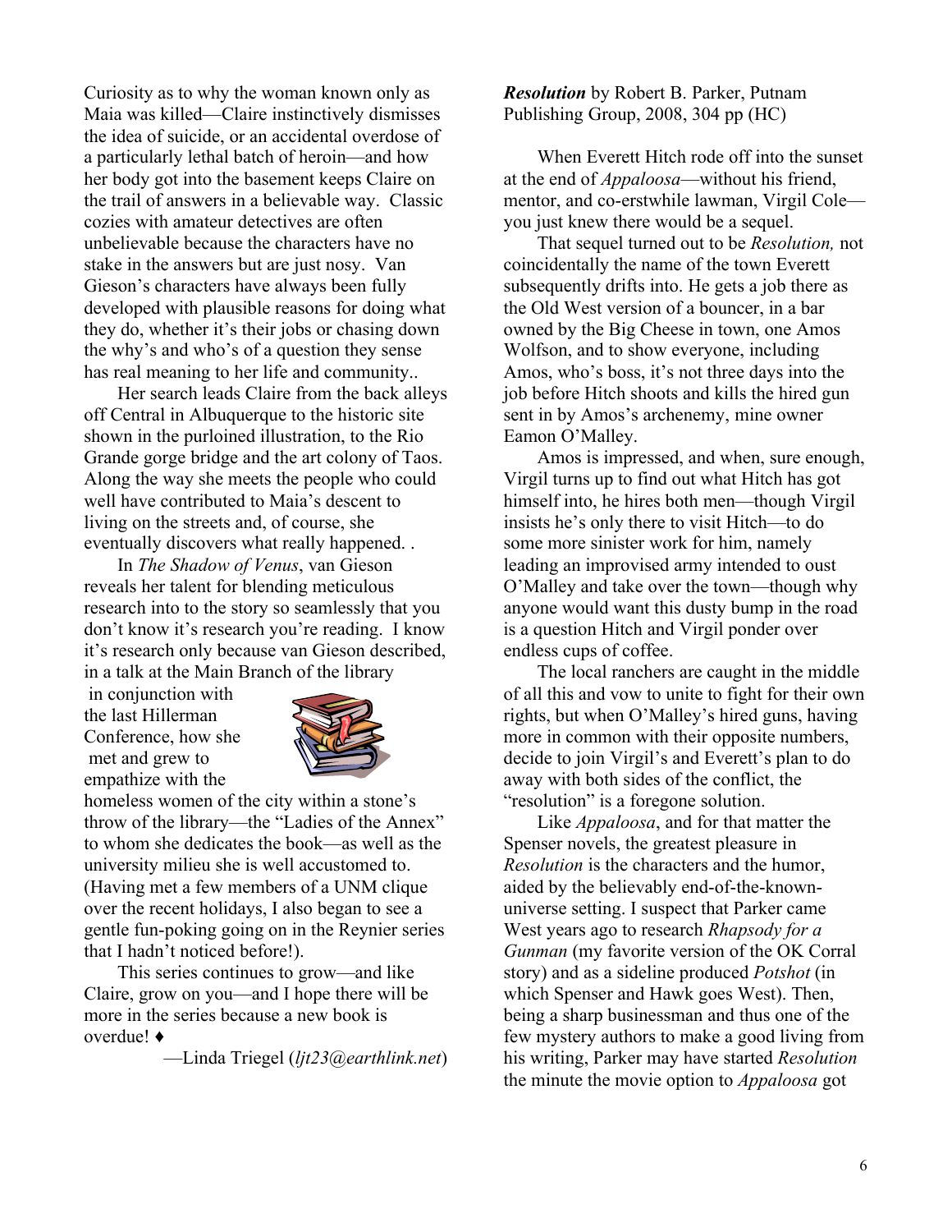Curiosity as to why the woman known only as Maia was killed—Claire instinctively dismisses the idea of suicide, or an accidental overdose of a particularly lethal batch of heroin—and how her body got into the basement keeps Claire on the trail of answers in a believable way. Classic cozies with amateur detectives are often unbelievable because the characters have no stake in the answers but are just nosy. Van Gieson's characters have always been fully developed with plausible reasons for doing what they do, whether it's their jobs or chasing down the why's and who's of a question they sense has real meaning to her life and community..

Her search leads Claire from the back alleys off Central in Albuquerque to the historic site shown in the purloined illustration, to the Rio Grande gorge bridge and the art colony of Taos. Along the way she meets the people who could well have contributed to Maia's descent to living on the streets and, of course, she eventually discovers what really happened. .

In *The Shadow of Venus*, van Gieson reveals her talent for blending meticulous research into to the story so seamlessly that you don't know it's research you're reading. I know it's research only because van Gieson described, in a talk at the Main Branch of the library in conjunction with the last Hillerman Conference, how she met and grew to empathize with the homeless women of the city within a stone's throw of the library—the "Ladies of the Annex" to whom she dedicates the book—as well as the university milieu she is well accustomed to. (Having met a few members of a UNM clique over the recent holidays, I also began to see a gentle fun-poking going on in the Reynier series that I hadn't noticed before!).

This series continues to grow—and like Claire, grow on you—and I hope there will be more in the series because a new book is overdue! ♦

—Linda Triegel (*ljt23@earthlink.net*)

***Resolution*** by Robert B. Parker, Putnam Publishing Group, 2008, 304 pp (HC)

When Everett Hitch rode off into the sunset at the end of *Appaloosa*—without his friend, mentor, and co-erstwhile lawman, Virgil Cole—you just knew there would be a sequel.

That sequel turned out to be *Resolution,* not coincidentally the name of the town Everett subsequently drifts into. He gets a job there as the Old West version of a bouncer, in a bar owned by the Big Cheese in town, one Amos Wolfson, and to show everyone, including Amos, who's boss, it's not three days into the job before Hitch shoots and kills the hired gun sent in by Amos's archenemy, mine owner Eamon O'Malley.

Amos is impressed, and when, sure enough, Virgil turns up to find out what Hitch has got himself into, he hires both men—though Virgil insists he's only there to visit Hitch—to do some more sinister work for him, namely leading an improvised army intended to oust O'Malley and take over the town—though why anyone would want this dusty bump in the road is a question Hitch and Virgil ponder over endless cups of coffee.

The local ranchers are caught in the middle of all this and vow to unite to fight for their own rights, but when O'Malley's hired guns, having more in common with their opposite numbers, decide to join Virgil's and Everett's plan to do away with both sides of the conflict, the "resolution" is a foregone solution.

Like *Appaloosa*, and for that matter the Spenser novels, the greatest pleasure in *Resolution* is the characters and the humor, aided by the believably end-of-the-known-universe setting. I suspect that Parker came West years ago to research *Rhapsody for a Gunman* (my favorite version of the OK Corral story) and as a sideline produced *Potshot* (in which Spenser and Hawk goes West). Then, being a sharp businessman and thus one of the few mystery authors to make a good living from his writing, Parker may have started *Resolution* the minute the movie option to *Appaloosa* got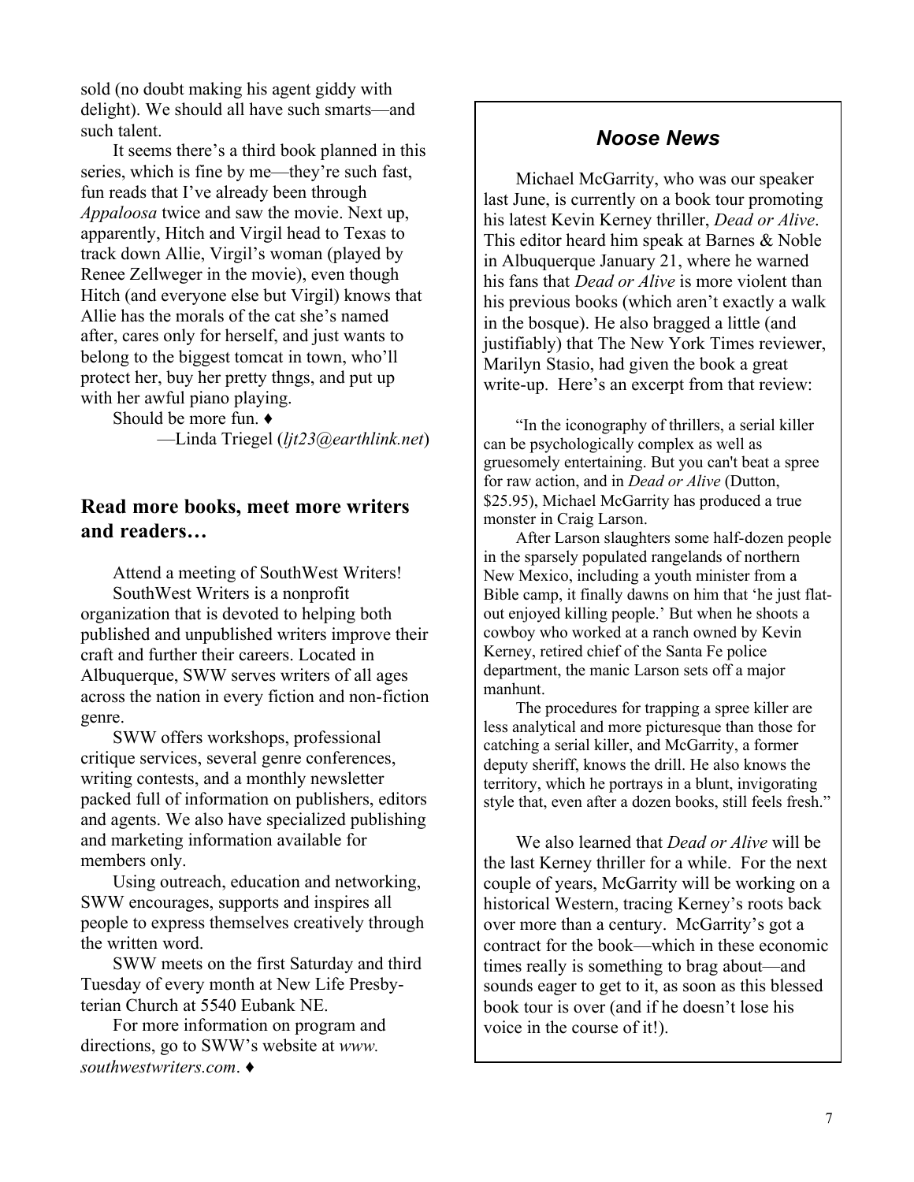sold (no doubt making his agent giddy with delight). We should all have such smarts—and such talent.

It seems there's a third book planned in this series, which is fine by me—they're such fast, fun reads that I've already been through *Appaloosa* twice and saw the movie. Next up, apparently, Hitch and Virgil head to Texas to track down Allie, Virgil's woman (played by Renee Zellweger in the movie), even though Hitch (and everyone else but Virgil) knows that Allie has the morals of the cat she's named after, cares only for herself, and just wants to belong to the biggest tomcat in town, who'll protect her, buy her pretty thngs, and put up with her awful piano playing.

Should be more fun. ♦

—Linda Triegel (*ljt23@earthlink.net*)

## Read more books, meet more writers and readers…

Attend a meeting of SouthWest Writers!

SouthWest Writers is a nonprofit organization that is devoted to helping both published and unpublished writers improve their craft and further their careers. Located in Albuquerque, SWW serves writers of all ages across the nation in every fiction and non-fiction genre.

SWW offers workshops, professional critique services, several genre conferences, writing contests, and a monthly newsletter packed full of information on publishers, editors and agents. We also have specialized publishing and marketing information available for members only.

Using outreach, education and networking, SWW encourages, supports and inspires all people to express themselves creatively through the written word.

SWW meets on the first Saturday and third Tuesday of every month at New Life Presbyterian Church at 5540 Eubank NE.

For more information on program and directions, go to SWW's website at *www.southwestwriters.com*. ♦

## *Noose News*

Michael McGarrity, who was our speaker last June, is currently on a book tour promoting his latest Kevin Kerney thriller, *Dead or Alive*. This editor heard him speak at Barnes & Noble in Albuquerque January 21, where he warned his fans that *Dead or Alive* is more violent than his previous books (which aren't exactly a walk in the bosque). He also bragged a little (and justifiably) that The New York Times reviewer, Marilyn Stasio, had given the book a great write-up. Here's an excerpt from that review:

> "In the iconography of thrillers, a serial killer can be psychologically complex as well as gruesomely entertaining. But you can't beat a spree for raw action, and in *Dead or Alive* (Dutton, $25.95), Michael McGarrity has produced a true monster in Craig Larson.
>
> After Larson slaughters some half-dozen people in the sparsely populated rangelands of northern New Mexico, including a youth minister from a Bible camp, it finally dawns on him that 'he just flat-out enjoyed killing people.' But when he shoots a cowboy who worked at a ranch owned by Kevin Kerney, retired chief of the Santa Fe police department, the manic Larson sets off a major manhunt.
>
> The procedures for trapping a spree killer are less analytical and more picturesque than those for catching a serial killer, and McGarrity, a former deputy sheriff, knows the drill. He also knows the territory, which he portrays in a blunt, invigorating style that, even after a dozen books, still feels fresh."

We also learned that *Dead or Alive* will be the last Kerney thriller for a while. For the next couple of years, McGarrity will be working on a historical Western, tracing Kerney's roots back over more than a century. McGarrity's got a contract for the book—which in these economic times really is something to brag about—and sounds eager to get to it, as soon as this blessed book tour is over (and if he doesn't lose his voice in the course of it!).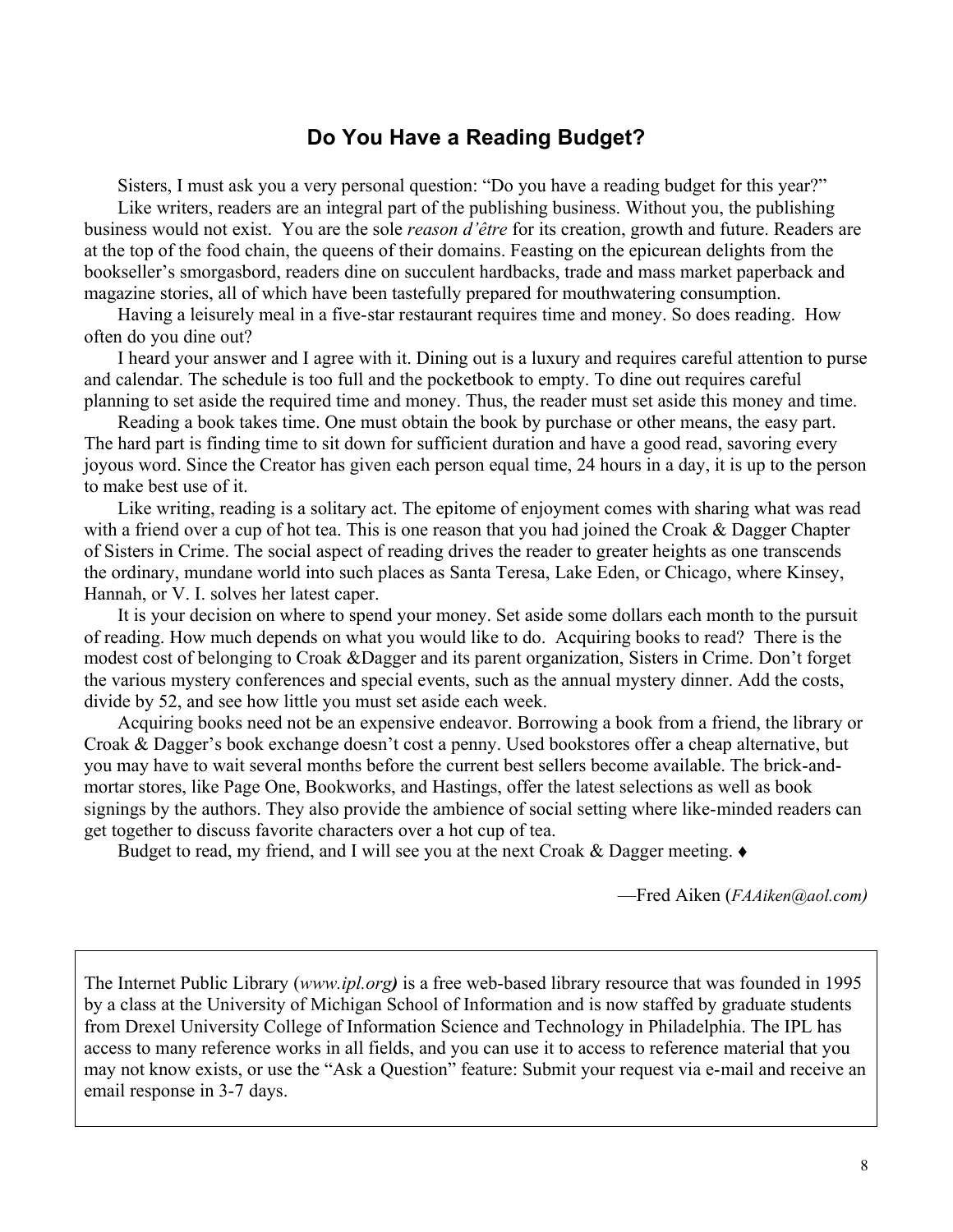## Do You Have a Reading Budget?

Sisters, I must ask you a very personal question: “Do you have a reading budget for this year?”

Like writers, readers are an integral part of the publishing business. Without you, the publishing business would not exist. You are the sole *reason d’être* for its creation, growth and future. Readers are at the top of the food chain, the queens of their domains. Feasting on the epicurean delights from the bookseller’s smorgasbord, readers dine on succulent hardbacks, trade and mass market paperback and magazine stories, all of which have been tastefully prepared for mouthwatering consumption.

Having a leisurely meal in a five-star restaurant requires time and money. So does reading. How often do you dine out?

I heard your answer and I agree with it. Dining out is a luxury and requires careful attention to purse and calendar. The schedule is too full and the pocketbook to empty. To dine out requires careful planning to set aside the required time and money. Thus, the reader must set aside this money and time.

Reading a book takes time. One must obtain the book by purchase or other means, the easy part. The hard part is finding time to sit down for sufficient duration and have a good read, savoring every joyous word. Since the Creator has given each person equal time, 24 hours in a day, it is up to the person to make best use of it.

Like writing, reading is a solitary act. The epitome of enjoyment comes with sharing what was read with a friend over a cup of hot tea. This is one reason that you had joined the Croak & Dagger Chapter of Sisters in Crime. The social aspect of reading drives the reader to greater heights as one transcends the ordinary, mundane world into such places as Santa Teresa, Lake Eden, or Chicago, where Kinsey, Hannah, or V. I. solves her latest caper.

It is your decision on where to spend your money. Set aside some dollars each month to the pursuit of reading. How much depends on what you would like to do. Acquiring books to read? There is the modest cost of belonging to Croak &Dagger and its parent organization, Sisters in Crime. Don’t forget the various mystery conferences and special events, such as the annual mystery dinner. Add the costs, divide by 52, and see how little you must set aside each week.

Acquiring books need not be an expensive endeavor. Borrowing a book from a friend, the library or Croak & Dagger’s book exchange doesn’t cost a penny. Used bookstores offer a cheap alternative, but you may have to wait several months before the current best sellers become available. The brick-and-mortar stores, like Page One, Bookworks, and Hastings, offer the latest selections as well as book signings by the authors. They also provide the ambience of social setting where like-minded readers can get together to discuss favorite characters over a hot cup of tea.

Budget to read, my friend, and I will see you at the next Croak & Dagger meeting. ♦

—Fred Aiken (*FAAiken@aol.com)*

---

The Internet Public Library (*www.ipl.org***)** is a free web-based library resource that was founded in 1995 by a class at the University of Michigan School of Information and is now staffed by graduate students from Drexel University College of Information Science and Technology in Philadelphia. The IPL has access to many reference works in all fields, and you can use it to access to reference material that you may not know exists, or use the “Ask a Question” feature: Submit your request via e-mail and receive an email response in 3-7 days.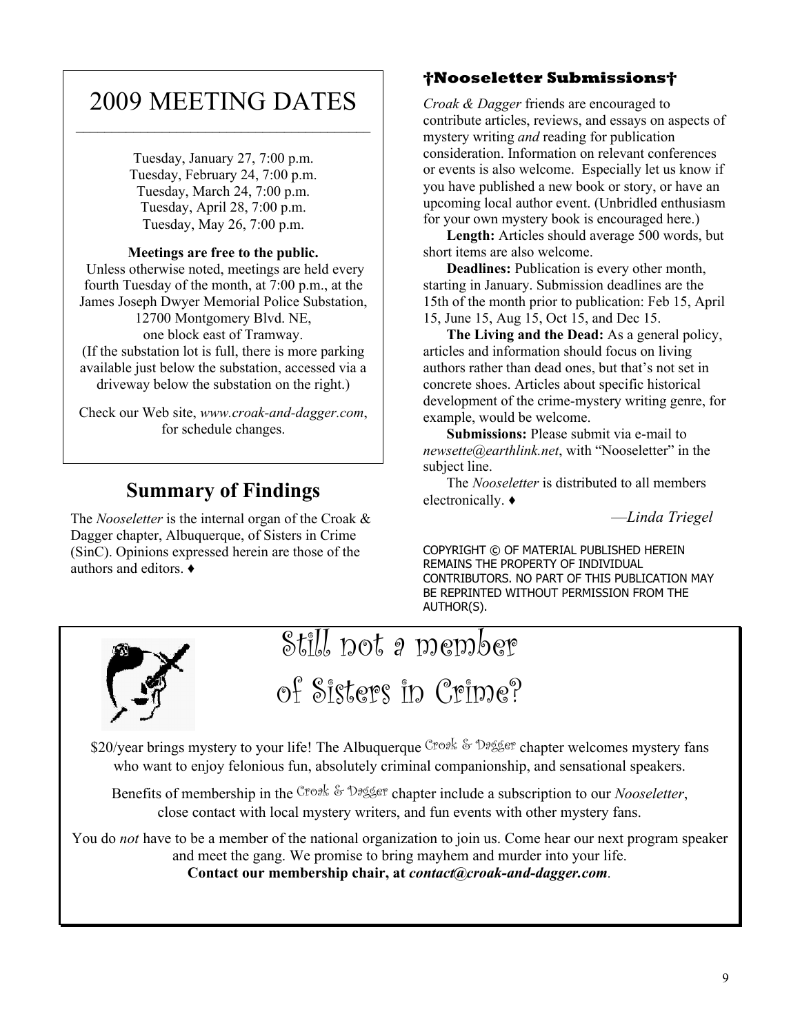# 2009 MEETING DATES

Tuesday, January 27, 7:00 p.m.
Tuesday, February 24, 7:00 p.m.
Tuesday, March 24, 7:00 p.m.
Tuesday, April 28, 7:00 p.m.
Tuesday, May 26, 7:00 p.m.

**Meetings are free to the public.**
Unless otherwise noted, meetings are held every fourth Tuesday of the month, at 7:00 p.m., at the James Joseph Dwyer Memorial Police Substation, 12700 Montgomery Blvd. NE, one block east of Tramway. (If the substation lot is full, there is more parking available just below the substation, accessed via a driveway below the substation on the right.)

Check our Web site, *www.croak-and-dagger.com*, for schedule changes.

## Summary of Findings

The *Nooseletter* is the internal organ of the Croak & Dagger chapter, Albuquerque, of Sisters in Crime (SinC). Opinions expressed herein are those of the authors and editors. ♦

## †Nooseletter Submissions†

*Croak & Dagger* friends are encouraged to contribute articles, reviews, and essays on aspects of mystery writing *and* reading for publication consideration. Information on relevant conferences or events is also welcome. Especially let us know if you have published a new book or story, or have an upcoming local author event. (Unbridled enthusiasm for your own mystery book is encouraged here.)

**Length:** Articles should average 500 words, but short items are also welcome.

**Deadlines:** Publication is every other month, starting in January. Submission deadlines are the 15th of the month prior to publication: Feb 15, April 15, June 15, Aug 15, Oct 15, and Dec 15.

**The Living and the Dead:** As a general policy, articles and information should focus on living authors rather than dead ones, but that's not set in concrete shoes. Articles about specific historical development of the crime-mystery writing genre, for example, would be welcome.

**Submissions:** Please submit via e-mail to *newsette@earthlink.net*, with "Nooseletter" in the subject line.

The *Nooseletter* is distributed to all members electronically. ♦

—*Linda Triegel*

COPYRIGHT © OF MATERIAL PUBLISHED HEREIN REMAINS THE PROPERTY OF INDIVIDUAL CONTRIBUTORS. NO PART OF THIS PUBLICATION MAY BE REPRINTED WITHOUT PERMISSION FROM THE AUTHOR(S).

## Still not a member of Sisters in Crime?

$20/year brings mystery to your life! The Albuquerque Croak & Dagger chapter welcomes mystery fans who want to enjoy felonious fun, absolutely criminal companionship, and sensational speakers.

Benefits of membership in the Croak & Dagger chapter include a subscription to our *Nooseletter*, close contact with local mystery writers, and fun events with other mystery fans.

You do *not* have to be a member of the national organization to join us. Come hear our next program speaker and meet the gang. We promise to bring mayhem and murder into your life.
**Contact our membership chair, at *contact@croak-and-dagger.com*.**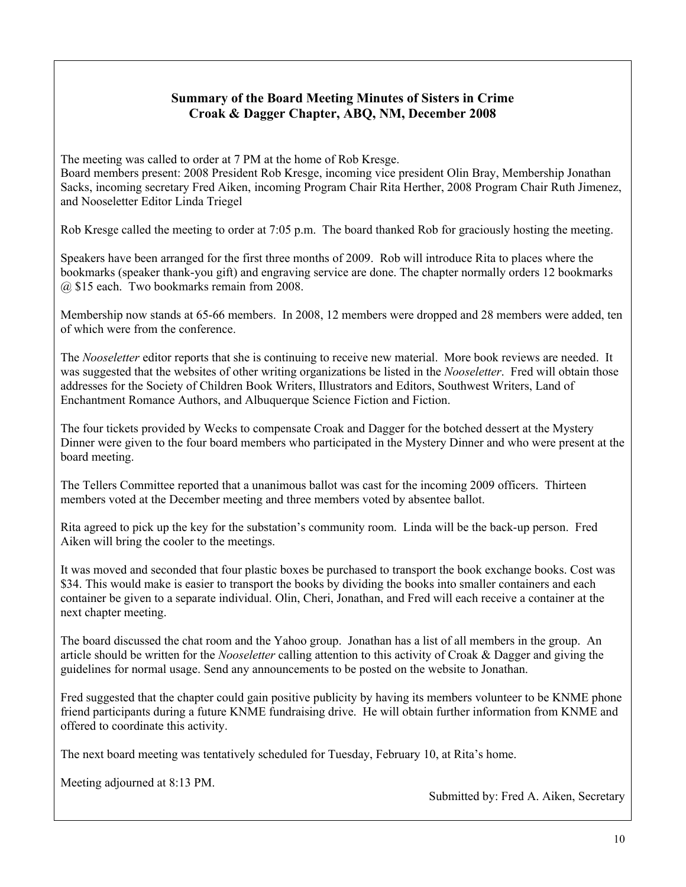## Summary of the Board Meeting Minutes of Sisters in Crime
## Croak & Dagger Chapter, ABQ, NM, December 2008

The meeting was called to order at 7 PM at the home of Rob Kresge.
Board members present: 2008 President Rob Kresge, incoming vice president Olin Bray, Membership Jonathan Sacks, incoming secretary Fred Aiken, incoming Program Chair Rita Herther, 2008 Program Chair Ruth Jimenez, and Nooseletter Editor Linda Triegel

Rob Kresge called the meeting to order at 7:05 p.m. The board thanked Rob for graciously hosting the meeting.

Speakers have been arranged for the first three months of 2009. Rob will introduce Rita to places where the bookmarks (speaker thank-you gift) and engraving service are done. The chapter normally orders 12 bookmarks @ $15 each. Two bookmarks remain from 2008.

Membership now stands at 65-66 members. In 2008, 12 members were dropped and 28 members were added, ten of which were from the conference.

The *Nooseletter* editor reports that she is continuing to receive new material. More book reviews are needed. It was suggested that the websites of other writing organizations be listed in the *Nooseletter*. Fred will obtain those addresses for the Society of Children Book Writers, Illustrators and Editors, Southwest Writers, Land of Enchantment Romance Authors, and Albuquerque Science Fiction and Fiction.

The four tickets provided by Wecks to compensate Croak and Dagger for the botched dessert at the Mystery Dinner were given to the four board members who participated in the Mystery Dinner and who were present at the board meeting.

The Tellers Committee reported that a unanimous ballot was cast for the incoming 2009 officers. Thirteen members voted at the December meeting and three members voted by absentee ballot.

Rita agreed to pick up the key for the substation's community room. Linda will be the back-up person. Fred Aiken will bring the cooler to the meetings.

It was moved and seconded that four plastic boxes be purchased to transport the book exchange books. Cost was $34. This would make is easier to transport the books by dividing the books into smaller containers and each container be given to a separate individual. Olin, Cheri, Jonathan, and Fred will each receive a container at the next chapter meeting.

The board discussed the chat room and the Yahoo group. Jonathan has a list of all members in the group. An article should be written for the *Nooseletter* calling attention to this activity of Croak & Dagger and giving the guidelines for normal usage. Send any announcements to be posted on the website to Jonathan.

Fred suggested that the chapter could gain positive publicity by having its members volunteer to be KNME phone friend participants during a future KNME fundraising drive. He will obtain further information from KNME and offered to coordinate this activity.

The next board meeting was tentatively scheduled for Tuesday, February 10, at Rita's home.

Meeting adjourned at 8:13 PM.

Submitted by: Fred A. Aiken, Secretary